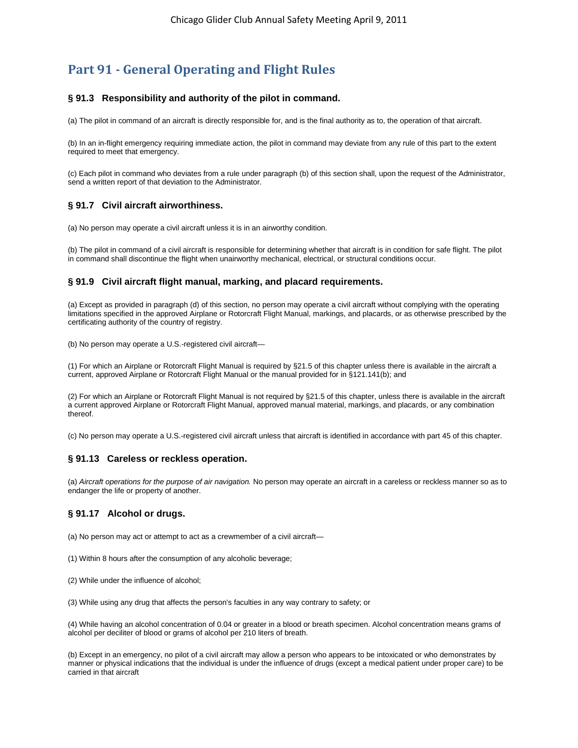# Part 91 - General Operating and Flight Rules

### § 91.3 Responsibility and authority of the pilot in command.

(a) The pilot in command of an aircraft is directly responsible for, and is the final authority as to, the operation of that aircraft.

(b) In an in-flight emergency requiring immediate action, the pilot in command may deviate from any rule of this part to the extent required to meet that emergency.

(c) Each pilot in command who deviates from a rule under paragraph (b) of this section shall, upon the request of the Administrator, send a written report of that deviation to the Administrator.

### § 91.7 Civil aircraft airworthiness.

(a) No person may operate a civil aircraft unless it is in an airworthy condition.

(b) The pilot in command of a civil aircraft is responsible for determining whether that aircraft is in condition for safe flight. The pilot in command shall discontinue the flight when unairworthy mechanical, electrical, or structural conditions occur.

### § 91.9 Civil aircraft flight manual, marking, and placard requirements.

(a) Except as provided in paragraph (d) of this section, no person may operate a civil aircraft without complying with the operating limitations specified in the approved Airplane or Rotorcraft Flight Manual, markings, and placards, or as otherwise prescribed by the certificating authority of the country of registry.

(b) No person may operate a U.S.-registered civil aircraft—

(1) For which an Airplane or Rotorcraft Flight Manual is required by §21.5 of this chapter unless there is available in the aircraft a current, approved Airplane or Rotorcraft Flight Manual or the manual provided for in §121.141(b); and

(2) For which an Airplane or Rotorcraft Flight Manual is not required by §21.5 of this chapter, unless there is available in the aircraft a current approved Airplane or Rotorcraft Flight Manual, approved manual material, markings, and placards, or any combination thereof.

(c) No person may operate a U.S.-registered civil aircraft unless that aircraft is identified in accordance with part 45 of this chapter.

### § 91.13 Careless or reckless operation.

(a) *Aircraft operations for the purpose of air navigation.* No person may operate an aircraft in a careless or reckless manner so as to endanger the life or property of another.

### § 91.17 Alcohol or drugs.

(a) No person may act or attempt to act as a crewmember of a civil aircraft—

(1) Within 8 hours after the consumption of any alcoholic beverage;

(2) While under the influence of alcohol;

(3) While using any drug that affects the person's faculties in any way contrary to safety; or

(4) While having an alcohol concentration of 0.04 or greater in a blood or breath specimen. Alcohol concentration means grams of alcohol per deciliter of blood or grams of alcohol per 210 liters of breath.

(b) Except in an emergency, no pilot of a civil aircraft may allow a person who appears to be intoxicated or who demonstrates by manner or physical indications that the individual is under the influence of drugs (except a medical patient under proper care) to be carried in that aircraft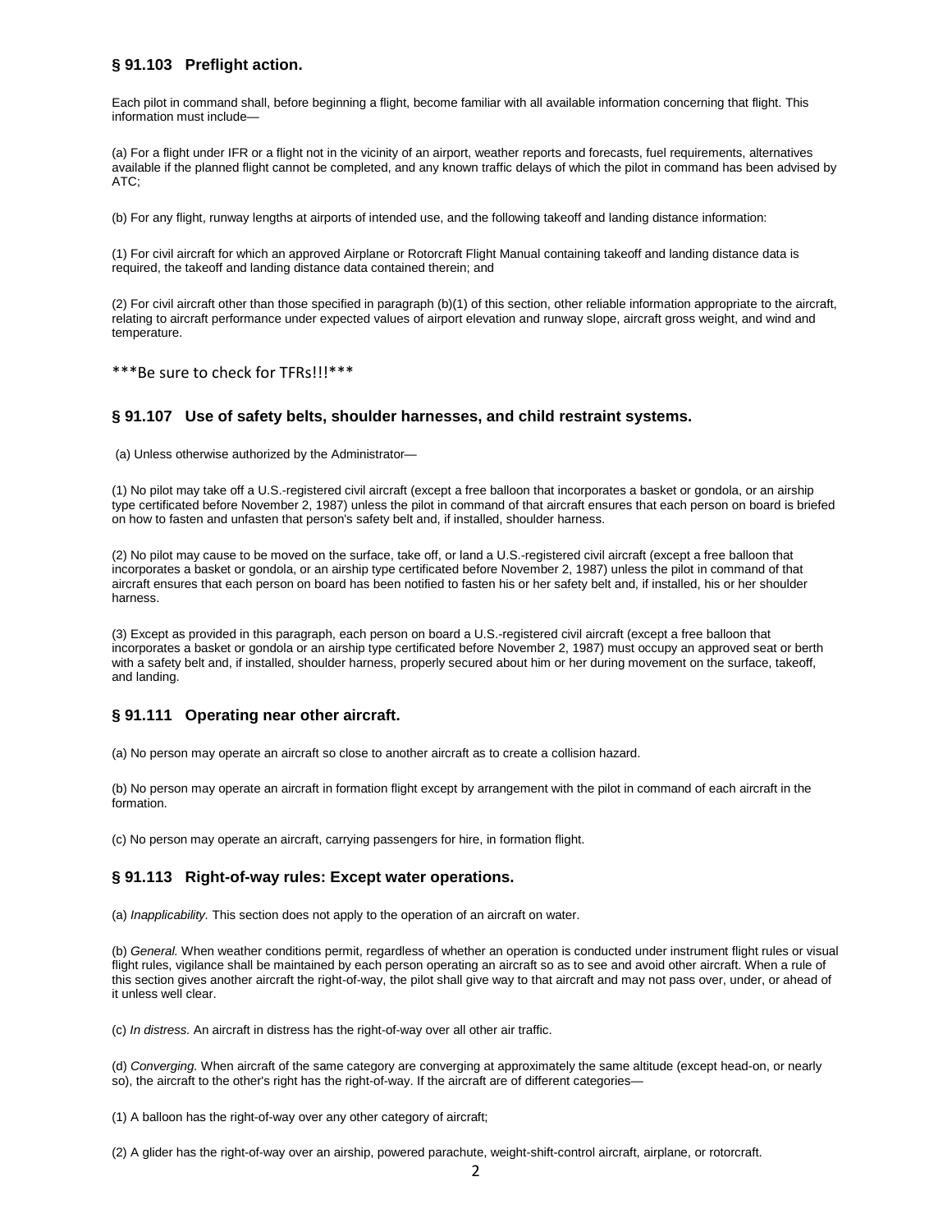### § 91.103 Preflight action.

Each pilot in command shall, before beginning a flight, become familiar with all available information concerning that flight. This information must include—

(a) For a flight under IFR or a flight not in the vicinity of an airport, weather reports and forecasts, fuel requirements, alternatives available if the planned flight cannot be completed, and any known traffic delays of which the pilot in command has been advised by ATC;

(b) For any flight, runway lengths at airports of intended use, and the following takeoff and landing distance information:

(1) For civil aircraft for which an approved Airplane or Rotorcraft Flight Manual containing takeoff and landing distance data is required, the takeoff and landing distance data contained therein; and

(2) For civil aircraft other than those specified in paragraph (b)(1) of this section, other reliable information appropriate to the aircraft, relating to aircraft performance under expected values of airport elevation and runway slope, aircraft gross weight, and wind and temperature.

***Be sure to check for TFRs!!!***

### § 91.107 Use of safety belts, shoulder harnesses, and child restraint systems.

(a) Unless otherwise authorized by the Administrator—

(1) No pilot may take off a U.S.-registered civil aircraft (except a free balloon that incorporates a basket or gondola, or an airship type certificated before November 2, 1987) unless the pilot in command of that aircraft ensures that each person on board is briefed on how to fasten and unfasten that person's safety belt and, if installed, shoulder harness.

(2) No pilot may cause to be moved on the surface, take off, or land a U.S.-registered civil aircraft (except a free balloon that incorporates a basket or gondola, or an airship type certificated before November 2, 1987) unless the pilot in command of that aircraft ensures that each person on board has been notified to fasten his or her safety belt and, if installed, his or her shoulder harness.

(3) Except as provided in this paragraph, each person on board a U.S.-registered civil aircraft (except a free balloon that incorporates a basket or gondola or an airship type certificated before November 2, 1987) must occupy an approved seat or berth with a safety belt and, if installed, shoulder harness, properly secured about him or her during movement on the surface, takeoff, and landing.

### § 91.111 Operating near other aircraft.

(a) No person may operate an aircraft so close to another aircraft as to create a collision hazard.

(b) No person may operate an aircraft in formation flight except by arrangement with the pilot in command of each aircraft in the formation.

(c) No person may operate an aircraft, carrying passengers for hire, in formation flight.

### § 91.113 Right-of-way rules: Except water operations.

(a) *Inapplicability.* This section does not apply to the operation of an aircraft on water.

(b) *General.* When weather conditions permit, regardless of whether an operation is conducted under instrument flight rules or visual flight rules, vigilance shall be maintained by each person operating an aircraft so as to see and avoid other aircraft. When a rule of this section gives another aircraft the right-of-way, the pilot shall give way to that aircraft and may not pass over, under, or ahead of it unless well clear.

(c) *In distress.* An aircraft in distress has the right-of-way over all other air traffic.

(d) *Converging.* When aircraft of the same category are converging at approximately the same altitude (except head-on, or nearly so), the aircraft to the other's right has the right-of-way. If the aircraft are of different categories—

(1) A balloon has the right-of-way over any other category of aircraft;

(2) A glider has the right-of-way over an airship, powered parachute, weight-shift-control aircraft, airplane, or rotorcraft.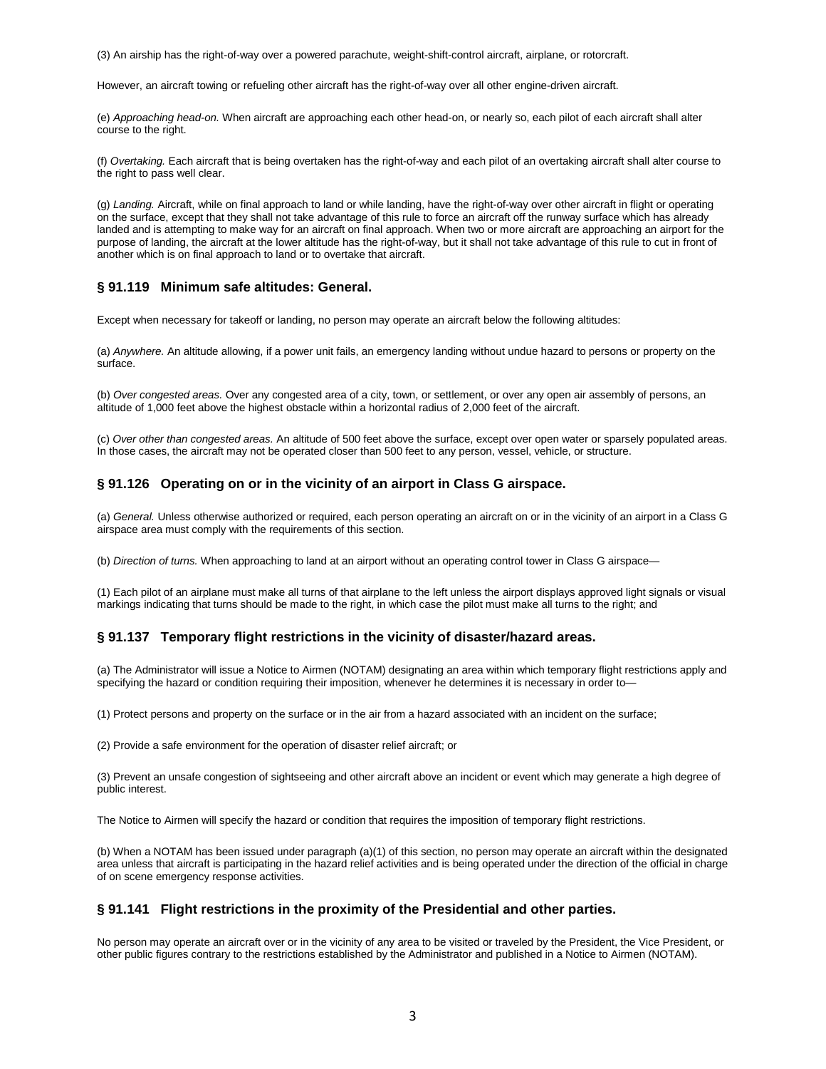(3) An airship has the right-of-way over a powered parachute, weight-shift-control aircraft, airplane, or rotorcraft.

However, an aircraft towing or refueling other aircraft has the right-of-way over all other engine-driven aircraft.

(e) *Approaching head-on.* When aircraft are approaching each other head-on, or nearly so, each pilot of each aircraft shall alter course to the right.

(f) *Overtaking.* Each aircraft that is being overtaken has the right-of-way and each pilot of an overtaking aircraft shall alter course to the right to pass well clear.

(g) *Landing.* Aircraft, while on final approach to land or while landing, have the right-of-way over other aircraft in flight or operating on the surface, except that they shall not take advantage of this rule to force an aircraft off the runway surface which has already landed and is attempting to make way for an aircraft on final approach. When two or more aircraft are approaching an airport for the purpose of landing, the aircraft at the lower altitude has the right-of-way, but it shall not take advantage of this rule to cut in front of another which is on final approach to land or to overtake that aircraft.

## § 91.119 Minimum safe altitudes: General.

Except when necessary for takeoff or landing, no person may operate an aircraft below the following altitudes:

(a) *Anywhere.* An altitude allowing, if a power unit fails, an emergency landing without undue hazard to persons or property on the surface.

(b) *Over congested areas.* Over any congested area of a city, town, or settlement, or over any open air assembly of persons, an altitude of 1,000 feet above the highest obstacle within a horizontal radius of 2,000 feet of the aircraft.

(c) *Over other than congested areas.* An altitude of 500 feet above the surface, except over open water or sparsely populated areas. In those cases, the aircraft may not be operated closer than 500 feet to any person, vessel, vehicle, or structure.

## § 91.126 Operating on or in the vicinity of an airport in Class G airspace.

(a) *General.* Unless otherwise authorized or required, each person operating an aircraft on or in the vicinity of an airport in a Class G airspace area must comply with the requirements of this section.

(b) *Direction of turns.* When approaching to land at an airport without an operating control tower in Class G airspace—

(1) Each pilot of an airplane must make all turns of that airplane to the left unless the airport displays approved light signals or visual markings indicating that turns should be made to the right, in which case the pilot must make all turns to the right; and

## § 91.137 Temporary flight restrictions in the vicinity of disaster/hazard areas.

(a) The Administrator will issue a Notice to Airmen (NOTAM) designating an area within which temporary flight restrictions apply and specifying the hazard or condition requiring their imposition, whenever he determines it is necessary in order to—

(1) Protect persons and property on the surface or in the air from a hazard associated with an incident on the surface;

(2) Provide a safe environment for the operation of disaster relief aircraft; or

(3) Prevent an unsafe congestion of sightseeing and other aircraft above an incident or event which may generate a high degree of public interest.

The Notice to Airmen will specify the hazard or condition that requires the imposition of temporary flight restrictions.

(b) When a NOTAM has been issued under paragraph (a)(1) of this section, no person may operate an aircraft within the designated area unless that aircraft is participating in the hazard relief activities and is being operated under the direction of the official in charge of on scene emergency response activities.

## § 91.141 Flight restrictions in the proximity of the Presidential and other parties.

No person may operate an aircraft over or in the vicinity of any area to be visited or traveled by the President, the Vice President, or other public figures contrary to the restrictions established by the Administrator and published in a Notice to Airmen (NOTAM).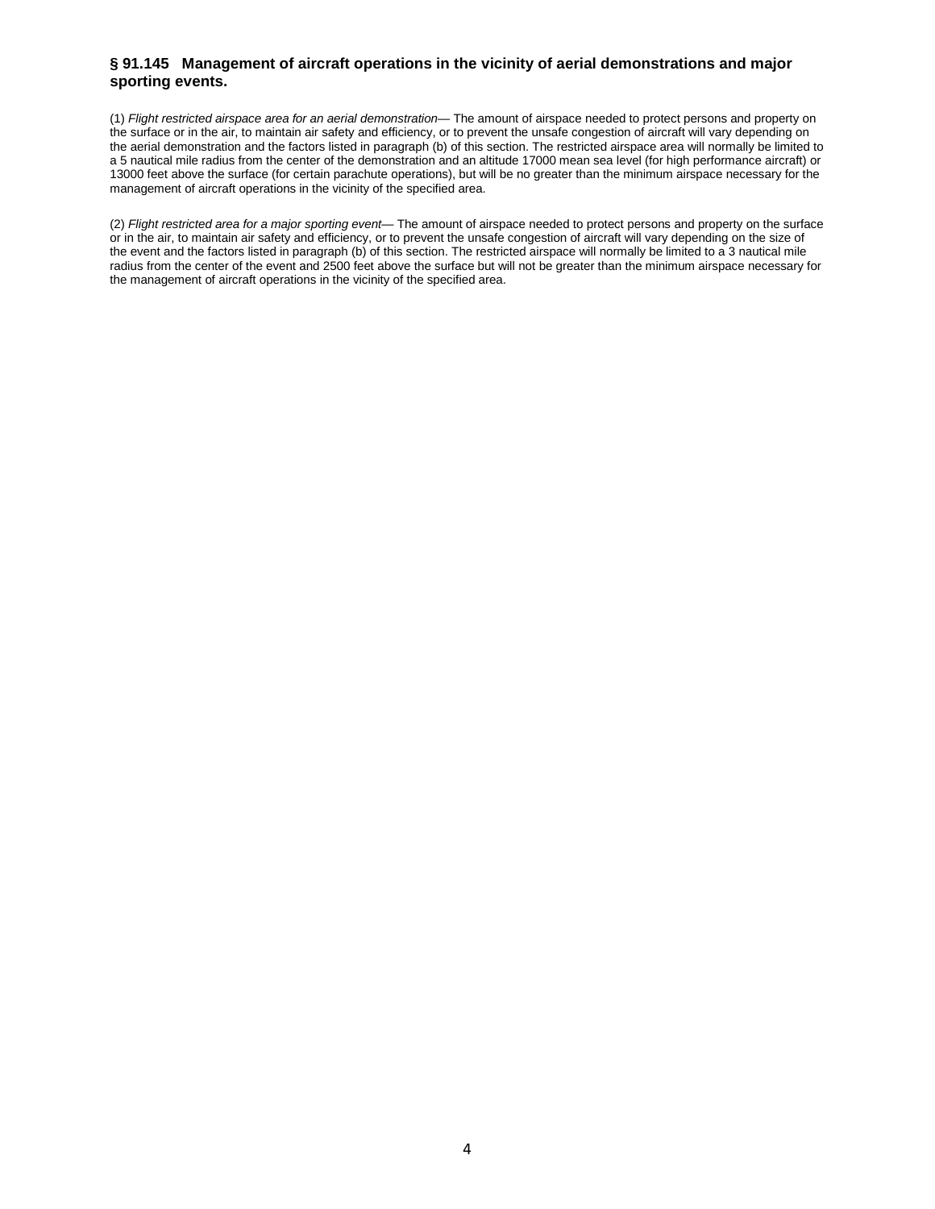### § 91.145 Management of aircraft operations in the vicinity of aerial demonstrations and major sporting events.

(1) *Flight restricted airspace area for an aerial demonstration*— The amount of airspace needed to protect persons and property on the surface or in the air, to maintain air safety and efficiency, or to prevent the unsafe congestion of aircraft will vary depending on the aerial demonstration and the factors listed in paragraph (b) of this section. The restricted airspace area will normally be limited to a 5 nautical mile radius from the center of the demonstration and an altitude 17000 mean sea level (for high performance aircraft) or 13000 feet above the surface (for certain parachute operations), but will be no greater than the minimum airspace necessary for the management of aircraft operations in the vicinity of the specified area.

(2) *Flight restricted area for a major sporting event*— The amount of airspace needed to protect persons and property on the surface or in the air, to maintain air safety and efficiency, or to prevent the unsafe congestion of aircraft will vary depending on the size of the event and the factors listed in paragraph (b) of this section. The restricted airspace will normally be limited to a 3 nautical mile radius from the center of the event and 2500 feet above the surface but will not be greater than the minimum airspace necessary for the management of aircraft operations in the vicinity of the specified area.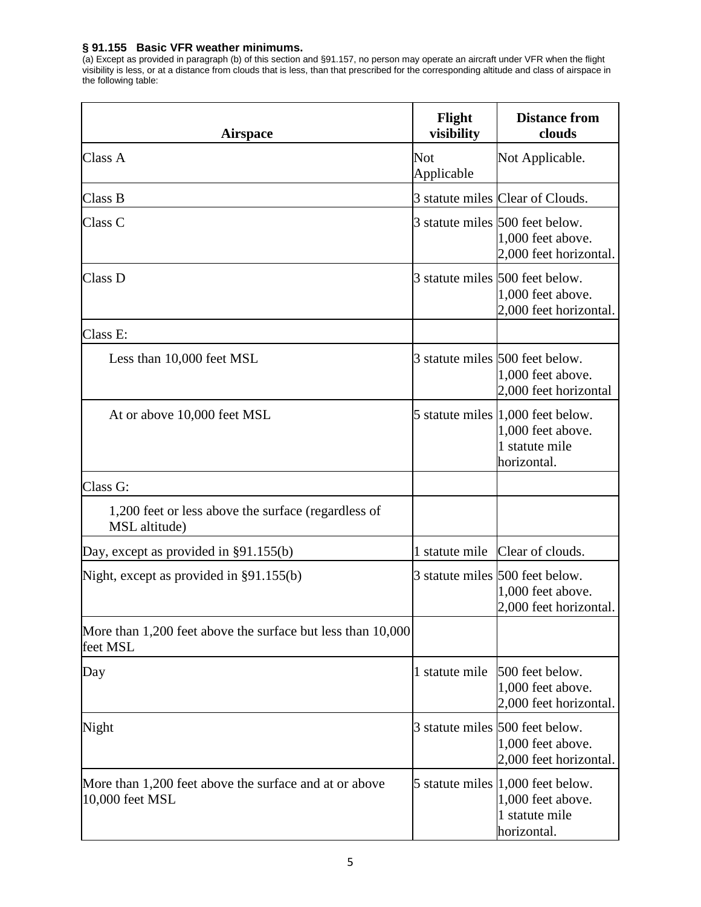**§ 91.155 Basic VFR weather minimums.**

(a) Except as provided in paragraph (b) of this section and §91.157, no person may operate an aircraft under VFR when the flight visibility is less, or at a distance from clouds that is less, than that prescribed for the corresponding altitude and class of airspace in the following table:

| Airspace | Flight visibility | Distance from clouds |
|---|---|---|
| Class A | Not Applicable | Not Applicable. |
| Class B | 3 statute miles | Clear of Clouds. |
| Class C | 3 statute miles | 500 feet below.<br>1,000 feet above.<br>2,000 feet horizontal. |
| Class D | 3 statute miles | 500 feet below.<br>1,000 feet above.<br>2,000 feet horizontal. |
| Class E: | | |
| Less than 10,000 feet MSL | 3 statute miles | 500 feet below.<br>1,000 feet above.<br>2,000 feet horizontal |
| At or above 10,000 feet MSL | 5 statute miles | 1,000 feet below.<br>1,000 feet above.<br>1 statute mile horizontal. |
| Class G: | | |
| 1,200 feet or less above the surface (regardless of MSL altitude) | | |
| Day, except as provided in §91.155(b) | 1 statute mile | Clear of clouds. |
| Night, except as provided in §91.155(b) | 3 statute miles | 500 feet below.<br>1,000 feet above.<br>2,000 feet horizontal. |
| More than 1,200 feet above the surface but less than 10,000 feet MSL | | |
| Day | 1 statute mile | 500 feet below.<br>1,000 feet above.<br>2,000 feet horizontal. |
| Night | 3 statute miles | 500 feet below.<br>1,000 feet above.<br>2,000 feet horizontal. |
| More than 1,200 feet above the surface and at or above 10,000 feet MSL | 5 statute miles | 1,000 feet below.<br>1,000 feet above.<br>1 statute mile horizontal. |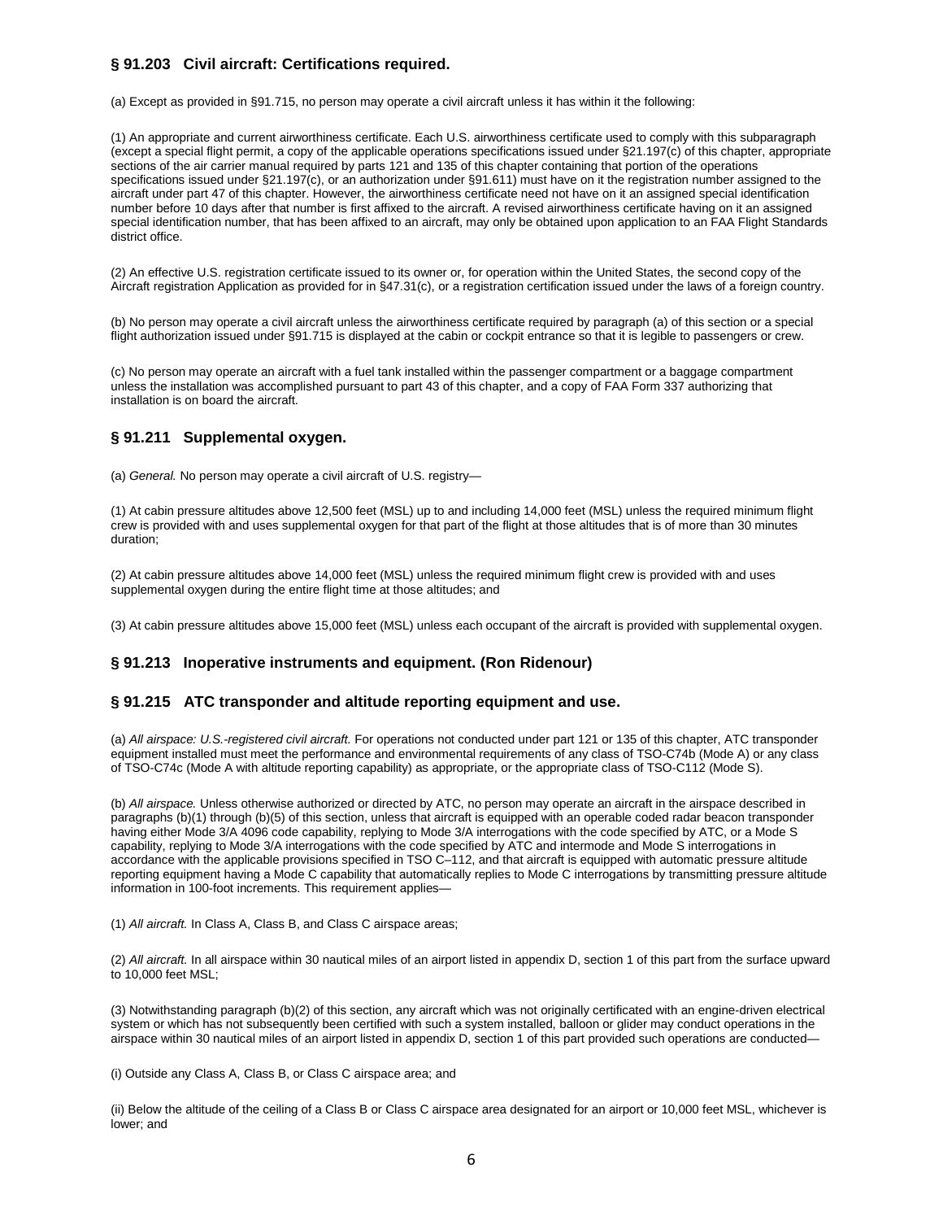### § 91.203 Civil aircraft: Certifications required.

(a) Except as provided in §91.715, no person may operate a civil aircraft unless it has within it the following:

(1) An appropriate and current airworthiness certificate. Each U.S. airworthiness certificate used to comply with this subparagraph (except a special flight permit, a copy of the applicable operations specifications issued under §21.197(c) of this chapter, appropriate sections of the air carrier manual required by parts 121 and 135 of this chapter containing that portion of the operations specifications issued under §21.197(c), or an authorization under §91.611) must have on it the registration number assigned to the aircraft under part 47 of this chapter. However, the airworthiness certificate need not have on it an assigned special identification number before 10 days after that number is first affixed to the aircraft. A revised airworthiness certificate having on it an assigned special identification number, that has been affixed to an aircraft, may only be obtained upon application to an FAA Flight Standards district office.

(2) An effective U.S. registration certificate issued to its owner or, for operation within the United States, the second copy of the Aircraft registration Application as provided for in §47.31(c), or a registration certification issued under the laws of a foreign country.

(b) No person may operate a civil aircraft unless the airworthiness certificate required by paragraph (a) of this section or a special flight authorization issued under §91.715 is displayed at the cabin or cockpit entrance so that it is legible to passengers or crew.

(c) No person may operate an aircraft with a fuel tank installed within the passenger compartment or a baggage compartment unless the installation was accomplished pursuant to part 43 of this chapter, and a copy of FAA Form 337 authorizing that installation is on board the aircraft.

### § 91.211 Supplemental oxygen.

(a) *General.* No person may operate a civil aircraft of U.S. registry—

(1) At cabin pressure altitudes above 12,500 feet (MSL) up to and including 14,000 feet (MSL) unless the required minimum flight crew is provided with and uses supplemental oxygen for that part of the flight at those altitudes that is of more than 30 minutes duration;

(2) At cabin pressure altitudes above 14,000 feet (MSL) unless the required minimum flight crew is provided with and uses supplemental oxygen during the entire flight time at those altitudes; and

(3) At cabin pressure altitudes above 15,000 feet (MSL) unless each occupant of the aircraft is provided with supplemental oxygen.

### § 91.213 Inoperative instruments and equipment. (Ron Ridenour)

### § 91.215 ATC transponder and altitude reporting equipment and use.

(a) *All airspace: U.S.-registered civil aircraft.* For operations not conducted under part 121 or 135 of this chapter, ATC transponder equipment installed must meet the performance and environmental requirements of any class of TSO-C74b (Mode A) or any class of TSO-C74c (Mode A with altitude reporting capability) as appropriate, or the appropriate class of TSO-C112 (Mode S).

(b) *All airspace.* Unless otherwise authorized or directed by ATC, no person may operate an aircraft in the airspace described in paragraphs (b)(1) through (b)(5) of this section, unless that aircraft is equipped with an operable coded radar beacon transponder having either Mode 3/A 4096 code capability, replying to Mode 3/A interrogations with the code specified by ATC, or a Mode S capability, replying to Mode 3/A interrogations with the code specified by ATC and intermode and Mode S interrogations in accordance with the applicable provisions specified in TSO C–112, and that aircraft is equipped with automatic pressure altitude reporting equipment having a Mode C capability that automatically replies to Mode C interrogations by transmitting pressure altitude information in 100-foot increments. This requirement applies—

(1) *All aircraft.* In Class A, Class B, and Class C airspace areas;

(2) *All aircraft.* In all airspace within 30 nautical miles of an airport listed in appendix D, section 1 of this part from the surface upward to 10,000 feet MSL;

(3) Notwithstanding paragraph (b)(2) of this section, any aircraft which was not originally certificated with an engine-driven electrical system or which has not subsequently been certified with such a system installed, balloon or glider may conduct operations in the airspace within 30 nautical miles of an airport listed in appendix D, section 1 of this part provided such operations are conducted—

(i) Outside any Class A, Class B, or Class C airspace area; and

(ii) Below the altitude of the ceiling of a Class B or Class C airspace area designated for an airport or 10,000 feet MSL, whichever is lower; and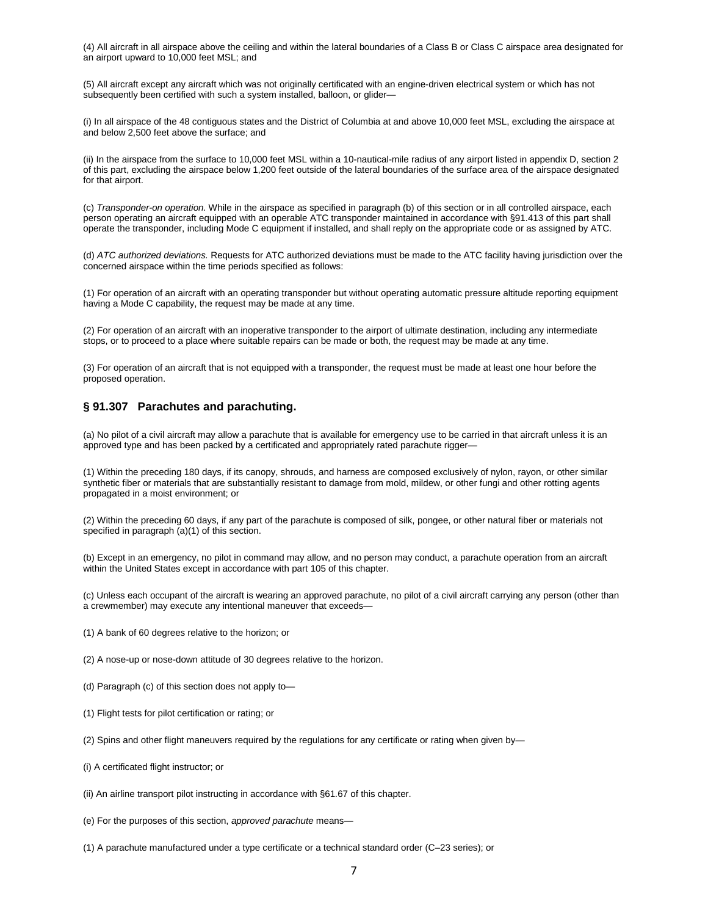(4) All aircraft in all airspace above the ceiling and within the lateral boundaries of a Class B or Class C airspace area designated for an airport upward to 10,000 feet MSL; and

(5) All aircraft except any aircraft which was not originally certificated with an engine-driven electrical system or which has not subsequently been certified with such a system installed, balloon, or glider—

(i) In all airspace of the 48 contiguous states and the District of Columbia at and above 10,000 feet MSL, excluding the airspace at and below 2,500 feet above the surface; and

(ii) In the airspace from the surface to 10,000 feet MSL within a 10-nautical-mile radius of any airport listed in appendix D, section 2 of this part, excluding the airspace below 1,200 feet outside of the lateral boundaries of the surface area of the airspace designated for that airport.

(c) *Transponder-on operation.* While in the airspace as specified in paragraph (b) of this section or in all controlled airspace, each person operating an aircraft equipped with an operable ATC transponder maintained in accordance with §91.413 of this part shall operate the transponder, including Mode C equipment if installed, and shall reply on the appropriate code or as assigned by ATC.

(d) *ATC authorized deviations.* Requests for ATC authorized deviations must be made to the ATC facility having jurisdiction over the concerned airspace within the time periods specified as follows:

(1) For operation of an aircraft with an operating transponder but without operating automatic pressure altitude reporting equipment having a Mode C capability, the request may be made at any time.

(2) For operation of an aircraft with an inoperative transponder to the airport of ultimate destination, including any intermediate stops, or to proceed to a place where suitable repairs can be made or both, the request may be made at any time.

(3) For operation of an aircraft that is not equipped with a transponder, the request must be made at least one hour before the proposed operation.

### § 91.307 Parachutes and parachuting.

(a) No pilot of a civil aircraft may allow a parachute that is available for emergency use to be carried in that aircraft unless it is an approved type and has been packed by a certificated and appropriately rated parachute rigger—

(1) Within the preceding 180 days, if its canopy, shrouds, and harness are composed exclusively of nylon, rayon, or other similar synthetic fiber or materials that are substantially resistant to damage from mold, mildew, or other fungi and other rotting agents propagated in a moist environment; or

(2) Within the preceding 60 days, if any part of the parachute is composed of silk, pongee, or other natural fiber or materials not specified in paragraph (a)(1) of this section.

(b) Except in an emergency, no pilot in command may allow, and no person may conduct, a parachute operation from an aircraft within the United States except in accordance with part 105 of this chapter.

(c) Unless each occupant of the aircraft is wearing an approved parachute, no pilot of a civil aircraft carrying any person (other than a crewmember) may execute any intentional maneuver that exceeds—

(1) A bank of 60 degrees relative to the horizon; or

(2) A nose-up or nose-down attitude of 30 degrees relative to the horizon.

(d) Paragraph (c) of this section does not apply to—

(1) Flight tests for pilot certification or rating; or

(2) Spins and other flight maneuvers required by the regulations for any certificate or rating when given by—

(i) A certificated flight instructor; or

(ii) An airline transport pilot instructing in accordance with §61.67 of this chapter.

(e) For the purposes of this section, *approved parachute* means—

(1) A parachute manufactured under a type certificate or a technical standard order (C–23 series); or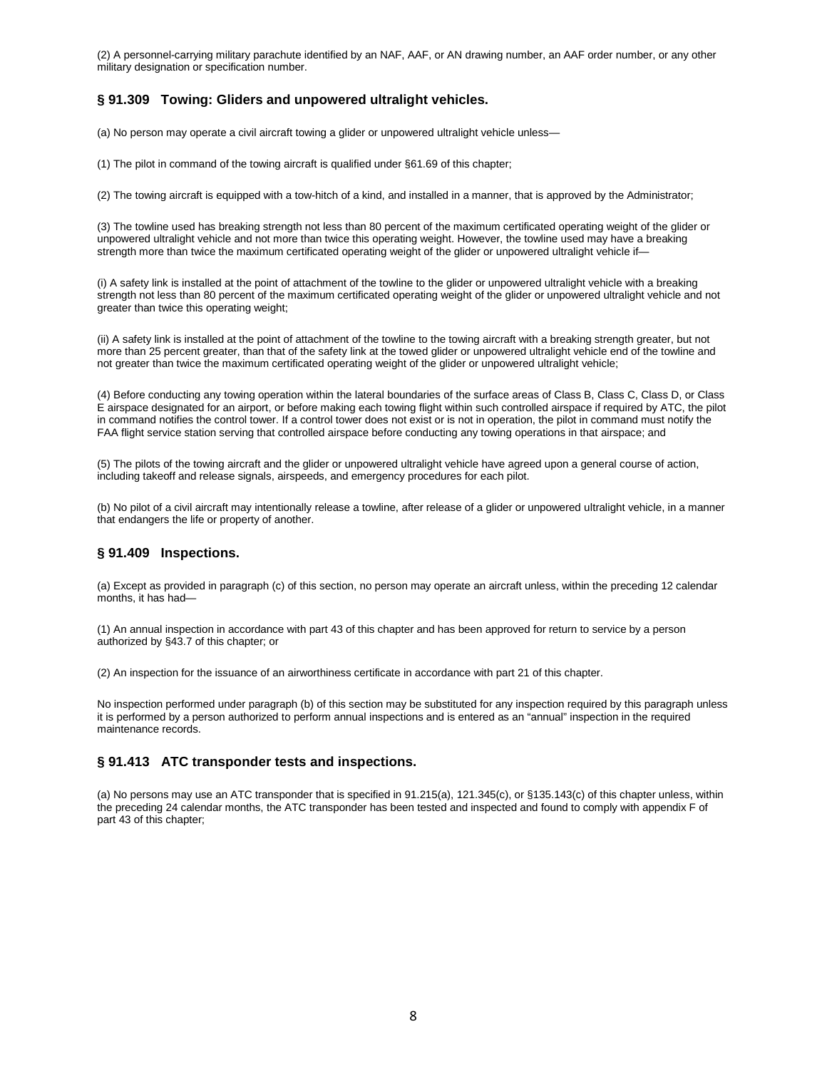(2) A personnel-carrying military parachute identified by an NAF, AAF, or AN drawing number, an AAF order number, or any other military designation or specification number.

### § 91.309 Towing: Gliders and unpowered ultralight vehicles.

(a) No person may operate a civil aircraft towing a glider or unpowered ultralight vehicle unless—

(1) The pilot in command of the towing aircraft is qualified under §61.69 of this chapter;

(2) The towing aircraft is equipped with a tow-hitch of a kind, and installed in a manner, that is approved by the Administrator;

(3) The towline used has breaking strength not less than 80 percent of the maximum certificated operating weight of the glider or unpowered ultralight vehicle and not more than twice this operating weight. However, the towline used may have a breaking strength more than twice the maximum certificated operating weight of the glider or unpowered ultralight vehicle if—

(i) A safety link is installed at the point of attachment of the towline to the glider or unpowered ultralight vehicle with a breaking strength not less than 80 percent of the maximum certificated operating weight of the glider or unpowered ultralight vehicle and not greater than twice this operating weight;

(ii) A safety link is installed at the point of attachment of the towline to the towing aircraft with a breaking strength greater, but not more than 25 percent greater, than that of the safety link at the towed glider or unpowered ultralight vehicle end of the towline and not greater than twice the maximum certificated operating weight of the glider or unpowered ultralight vehicle;

(4) Before conducting any towing operation within the lateral boundaries of the surface areas of Class B, Class C, Class D, or Class E airspace designated for an airport, or before making each towing flight within such controlled airspace if required by ATC, the pilot in command notifies the control tower. If a control tower does not exist or is not in operation, the pilot in command must notify the FAA flight service station serving that controlled airspace before conducting any towing operations in that airspace; and

(5) The pilots of the towing aircraft and the glider or unpowered ultralight vehicle have agreed upon a general course of action, including takeoff and release signals, airspeeds, and emergency procedures for each pilot.

(b) No pilot of a civil aircraft may intentionally release a towline, after release of a glider or unpowered ultralight vehicle, in a manner that endangers the life or property of another.

### § 91.409 Inspections.

(a) Except as provided in paragraph (c) of this section, no person may operate an aircraft unless, within the preceding 12 calendar months, it has had—

(1) An annual inspection in accordance with part 43 of this chapter and has been approved for return to service by a person authorized by §43.7 of this chapter; or

(2) An inspection for the issuance of an airworthiness certificate in accordance with part 21 of this chapter.

No inspection performed under paragraph (b) of this section may be substituted for any inspection required by this paragraph unless it is performed by a person authorized to perform annual inspections and is entered as an "annual" inspection in the required maintenance records.

### § 91.413 ATC transponder tests and inspections.

(a) No persons may use an ATC transponder that is specified in 91.215(a), 121.345(c), or §135.143(c) of this chapter unless, within the preceding 24 calendar months, the ATC transponder has been tested and inspected and found to comply with appendix F of part 43 of this chapter;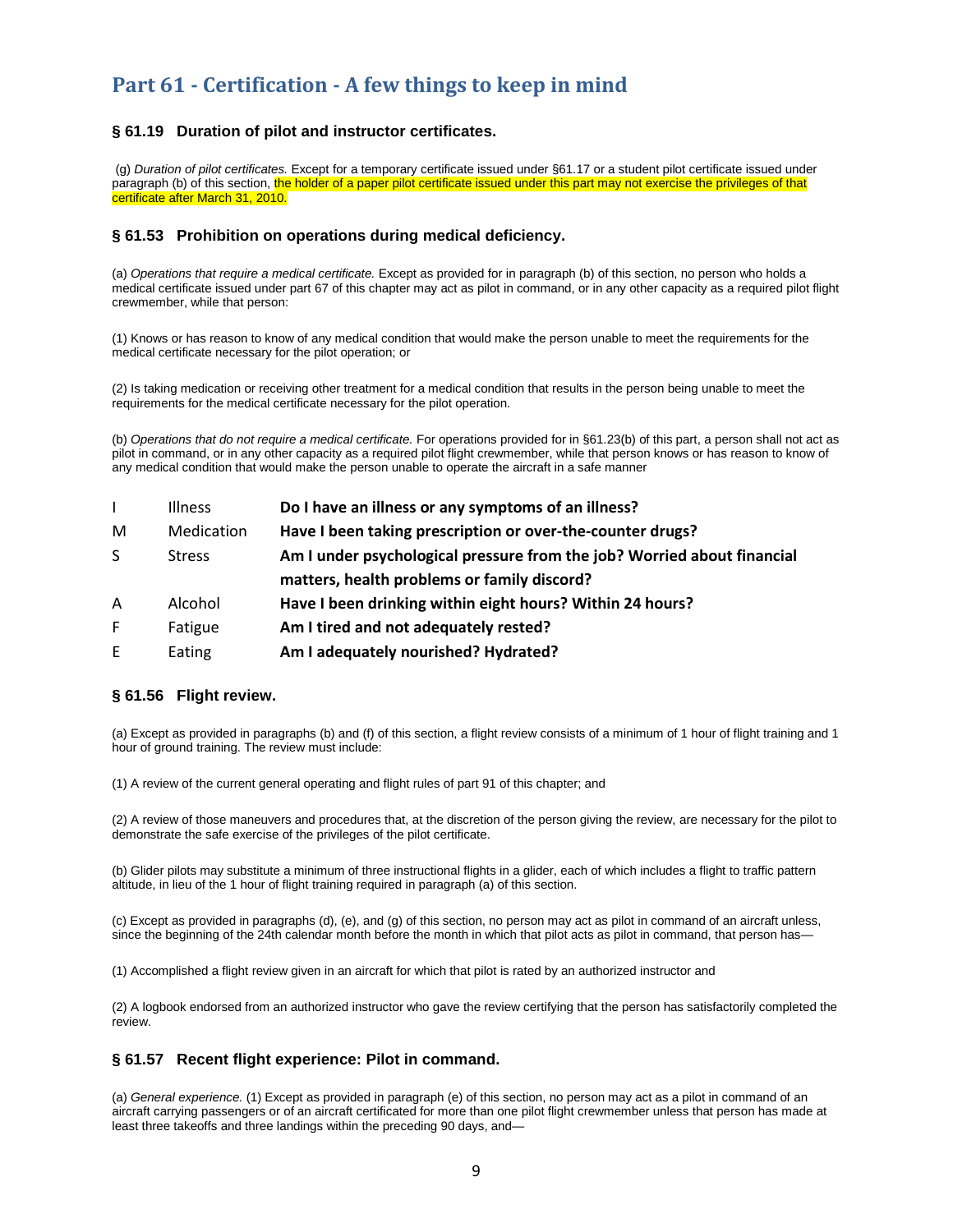# Part 61 - Certification - A few things to keep in mind

### § 61.19 Duration of pilot and instructor certificates.

(g) *Duration of pilot certificates.* Except for a temporary certificate issued under §61.17 or a student pilot certificate issued under paragraph (b) of this section, the holder of a paper pilot certificate issued under this part may not exercise the privileges of that certificate after March 31, 2010.

### § 61.53 Prohibition on operations during medical deficiency.

(a) *Operations that require a medical certificate.* Except as provided for in paragraph (b) of this section, no person who holds a medical certificate issued under part 67 of this chapter may act as pilot in command, or in any other capacity as a required pilot flight crewmember, while that person:

(1) Knows or has reason to know of any medical condition that would make the person unable to meet the requirements for the medical certificate necessary for the pilot operation; or

(2) Is taking medication or receiving other treatment for a medical condition that results in the person being unable to meet the requirements for the medical certificate necessary for the pilot operation.

(b) *Operations that do not require a medical certificate.* For operations provided for in §61.23(b) of this part, a person shall not act as pilot in command, or in any other capacity as a required pilot flight crewmember, while that person knows or has reason to know of any medical condition that would make the person unable to operate the aircraft in a safe manner

| | | |
|---|---|---|
| I | Illness | **Do I have an illness or any symptoms of an illness?** |
| M | Medication | **Have I been taking prescription or over-the-counter drugs?** |
| S | Stress | **Am I under psychological pressure from the job? Worried about financial matters, health problems or family discord?** |
| A | Alcohol | **Have I been drinking within eight hours? Within 24 hours?** |
| F | Fatigue | **Am I tired and not adequately rested?** |
| E | Eating | **Am I adequately nourished? Hydrated?** |

### § 61.56 Flight review.

(a) Except as provided in paragraphs (b) and (f) of this section, a flight review consists of a minimum of 1 hour of flight training and 1 hour of ground training. The review must include:

(1) A review of the current general operating and flight rules of part 91 of this chapter; and

(2) A review of those maneuvers and procedures that, at the discretion of the person giving the review, are necessary for the pilot to demonstrate the safe exercise of the privileges of the pilot certificate.

(b) Glider pilots may substitute a minimum of three instructional flights in a glider, each of which includes a flight to traffic pattern altitude, in lieu of the 1 hour of flight training required in paragraph (a) of this section.

(c) Except as provided in paragraphs (d), (e), and (g) of this section, no person may act as pilot in command of an aircraft unless, since the beginning of the 24th calendar month before the month in which that pilot acts as pilot in command, that person has—

(1) Accomplished a flight review given in an aircraft for which that pilot is rated by an authorized instructor and

(2) A logbook endorsed from an authorized instructor who gave the review certifying that the person has satisfactorily completed the review.

### § 61.57 Recent flight experience: Pilot in command.

(a) *General experience.* (1) Except as provided in paragraph (e) of this section, no person may act as a pilot in command of an aircraft carrying passengers or of an aircraft certificated for more than one pilot flight crewmember unless that person has made at least three takeoffs and three landings within the preceding 90 days, and—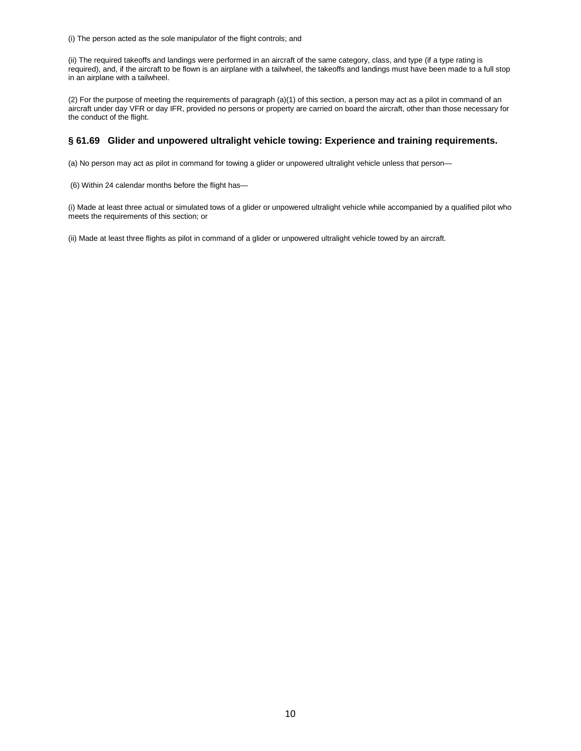(i) The person acted as the sole manipulator of the flight controls; and

(ii) The required takeoffs and landings were performed in an aircraft of the same category, class, and type (if a type rating is required), and, if the aircraft to be flown is an airplane with a tailwheel, the takeoffs and landings must have been made to a full stop in an airplane with a tailwheel.

(2) For the purpose of meeting the requirements of paragraph (a)(1) of this section, a person may act as a pilot in command of an aircraft under day VFR or day IFR, provided no persons or property are carried on board the aircraft, other than those necessary for the conduct of the flight.

## § 61.69 Glider and unpowered ultralight vehicle towing: Experience and training requirements.

(a) No person may act as pilot in command for towing a glider or unpowered ultralight vehicle unless that person—

(6) Within 24 calendar months before the flight has—

(i) Made at least three actual or simulated tows of a glider or unpowered ultralight vehicle while accompanied by a qualified pilot who meets the requirements of this section; or

(ii) Made at least three flights as pilot in command of a glider or unpowered ultralight vehicle towed by an aircraft.